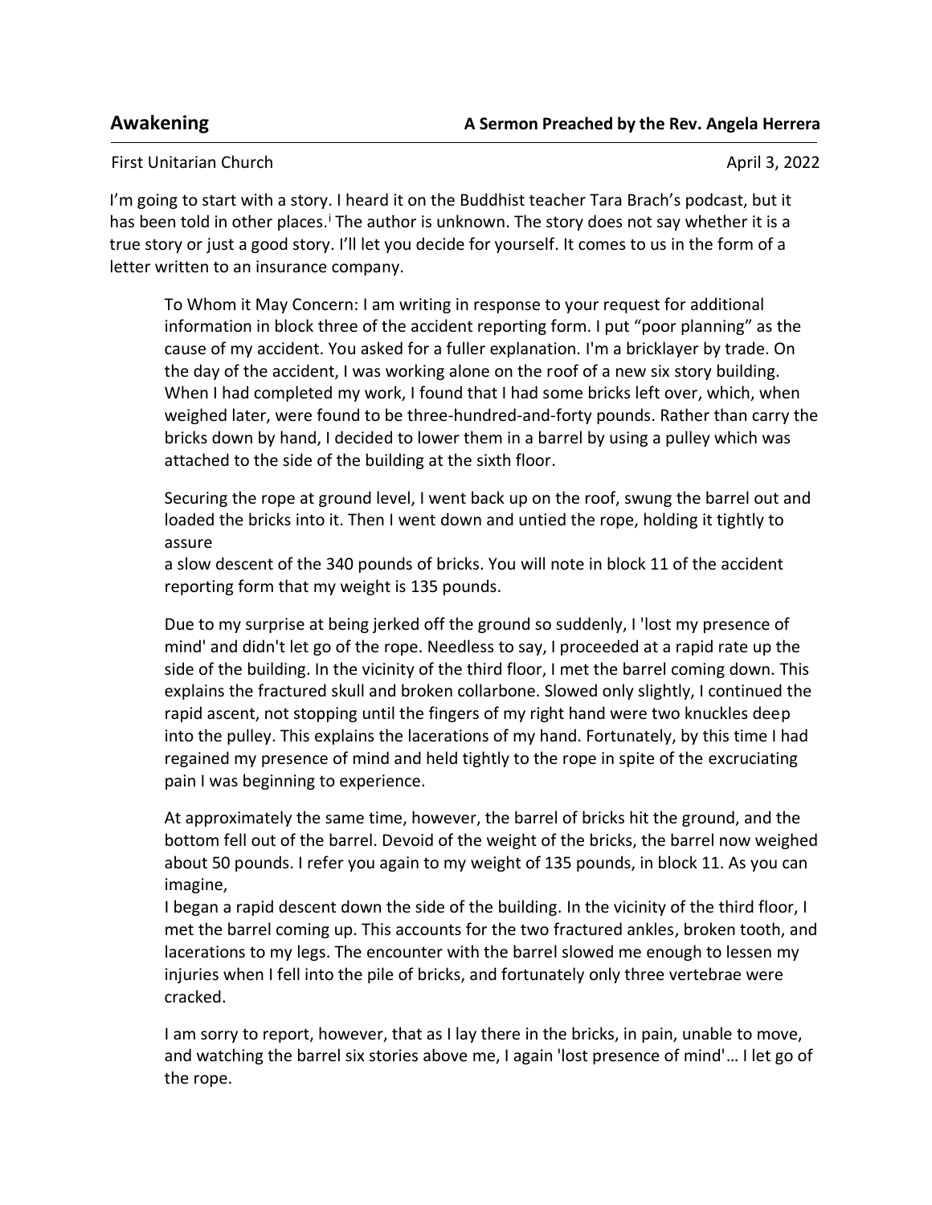# Awakening

**A Sermon Preached by the Rev. Angela Herrera**

First Unitarian Church

April 3, 2022

I'm going to start with a story. I heard it on the Buddhist teacher Tara Brach's podcast, but it has been told in other places.[i] The author is unknown. The story does not say whether it is a true story or just a good story. I'll let you decide for yourself. It comes to us in the form of a letter written to an insurance company.

> To Whom it May Concern: I am writing in response to your request for additional information in block three of the accident reporting form. I put "poor planning" as the cause of my accident. You asked for a fuller explanation. I'm a bricklayer by trade. On the day of the accident, I was working alone on the roof of a new six story building. When I had completed my work, I found that I had some bricks left over, which, when weighed later, were found to be three-hundred-and-forty pounds. Rather than carry the bricks down by hand, I decided to lower them in a barrel by using a pulley which was attached to the side of the building at the sixth floor.
>
> Securing the rope at ground level, I went back up on the roof, swung the barrel out and loaded the bricks into it. Then I went down and untied the rope, holding it tightly to assure a slow descent of the 340 pounds of bricks. You will note in block 11 of the accident reporting form that my weight is 135 pounds.
>
> Due to my surprise at being jerked off the ground so suddenly, I 'lost my presence of mind' and didn't let go of the rope. Needless to say, I proceeded at a rapid rate up the side of the building. In the vicinity of the third floor, I met the barrel coming down. This explains the fractured skull and broken collarbone. Slowed only slightly, I continued the rapid ascent, not stopping until the fingers of my right hand were two knuckles deep into the pulley. This explains the lacerations of my hand. Fortunately, by this time I had regained my presence of mind and held tightly to the rope in spite of the excruciating pain I was beginning to experience.
>
> At approximately the same time, however, the barrel of bricks hit the ground, and the bottom fell out of the barrel. Devoid of the weight of the bricks, the barrel now weighed about 50 pounds. I refer you again to my weight of 135 pounds, in block 11. As you can imagine, I began a rapid descent down the side of the building. In the vicinity of the third floor, I met the barrel coming up. This accounts for the two fractured ankles, broken tooth, and lacerations to my legs. The encounter with the barrel slowed me enough to lessen my injuries when I fell into the pile of bricks, and fortunately only three vertebrae were cracked.
>
> I am sorry to report, however, that as I lay there in the bricks, in pain, unable to move, and watching the barrel six stories above me, I again 'lost presence of mind'… I let go of the rope.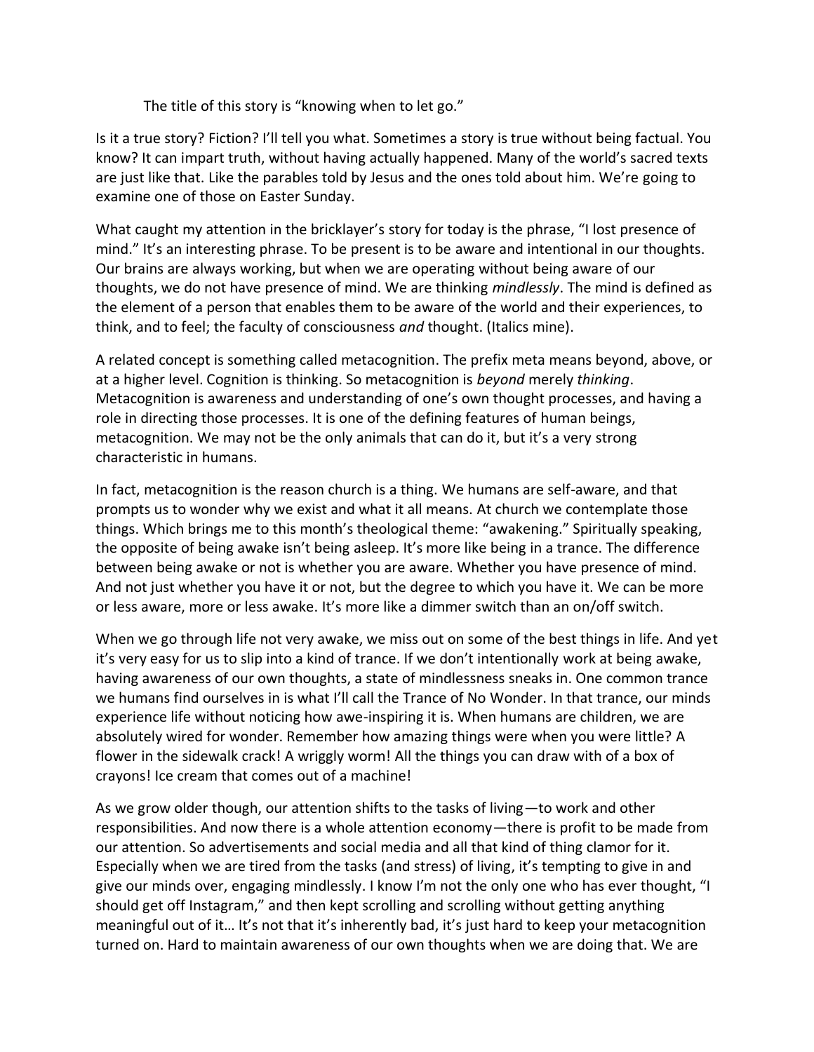The title of this story is "knowing when to let go."

Is it a true story? Fiction? I'll tell you what. Sometimes a story is true without being factual. You know? It can impart truth, without having actually happened. Many of the world's sacred texts are just like that. Like the parables told by Jesus and the ones told about him. We're going to examine one of those on Easter Sunday.

What caught my attention in the bricklayer's story for today is the phrase, "I lost presence of mind." It's an interesting phrase. To be present is to be aware and intentional in our thoughts. Our brains are always working, but when we are operating without being aware of our thoughts, we do not have presence of mind. We are thinking *mindlessly*. The mind is defined as the element of a person that enables them to be aware of the world and their experiences, to think, and to feel; the faculty of consciousness *and* thought. (Italics mine).

A related concept is something called metacognition. The prefix meta means beyond, above, or at a higher level. Cognition is thinking. So metacognition is *beyond* merely *thinking*. Metacognition is awareness and understanding of one's own thought processes, and having a role in directing those processes. It is one of the defining features of human beings, metacognition. We may not be the only animals that can do it, but it's a very strong characteristic in humans.

In fact, metacognition is the reason church is a thing. We humans are self-aware, and that prompts us to wonder why we exist and what it all means. At church we contemplate those things. Which brings me to this month's theological theme: "awakening." Spiritually speaking, the opposite of being awake isn't being asleep. It's more like being in a trance. The difference between being awake or not is whether you are aware. Whether you have presence of mind. And not just whether you have it or not, but the degree to which you have it. We can be more or less aware, more or less awake. It's more like a dimmer switch than an on/off switch.

When we go through life not very awake, we miss out on some of the best things in life. And yet it's very easy for us to slip into a kind of trance. If we don't intentionally work at being awake, having awareness of our own thoughts, a state of mindlessness sneaks in. One common trance we humans find ourselves in is what I'll call the Trance of No Wonder. In that trance, our minds experience life without noticing how awe-inspiring it is. When humans are children, we are absolutely wired for wonder. Remember how amazing things were when you were little? A flower in the sidewalk crack! A wriggly worm! All the things you can draw with of a box of crayons! Ice cream that comes out of a machine!

As we grow older though, our attention shifts to the tasks of living—to work and other responsibilities. And now there is a whole attention economy—there is profit to be made from our attention. So advertisements and social media and all that kind of thing clamor for it. Especially when we are tired from the tasks (and stress) of living, it's tempting to give in and give our minds over, engaging mindlessly. I know I'm not the only one who has ever thought, "I should get off Instagram," and then kept scrolling and scrolling without getting anything meaningful out of it… It's not that it's inherently bad, it's just hard to keep your metacognition turned on. Hard to maintain awareness of our own thoughts when we are doing that. We are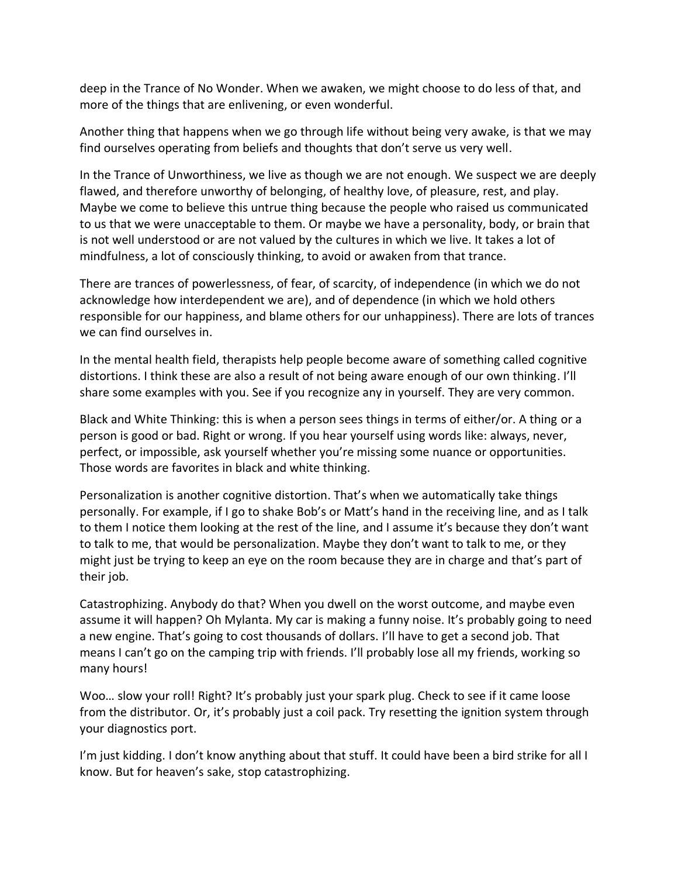deep in the Trance of No Wonder. When we awaken, we might choose to do less of that, and more of the things that are enlivening, or even wonderful.

Another thing that happens when we go through life without being very awake, is that we may find ourselves operating from beliefs and thoughts that don't serve us very well.

In the Trance of Unworthiness, we live as though we are not enough. We suspect we are deeply flawed, and therefore unworthy of belonging, of healthy love, of pleasure, rest, and play. Maybe we come to believe this untrue thing because the people who raised us communicated to us that we were unacceptable to them. Or maybe we have a personality, body, or brain that is not well understood or are not valued by the cultures in which we live. It takes a lot of mindfulness, a lot of consciously thinking, to avoid or awaken from that trance.

There are trances of powerlessness, of fear, of scarcity, of independence (in which we do not acknowledge how interdependent we are), and of dependence (in which we hold others responsible for our happiness, and blame others for our unhappiness). There are lots of trances we can find ourselves in.

In the mental health field, therapists help people become aware of something called cognitive distortions. I think these are also a result of not being aware enough of our own thinking. I'll share some examples with you. See if you recognize any in yourself. They are very common.

Black and White Thinking: this is when a person sees things in terms of either/or. A thing or a person is good or bad. Right or wrong. If you hear yourself using words like: always, never, perfect, or impossible, ask yourself whether you're missing some nuance or opportunities. Those words are favorites in black and white thinking.

Personalization is another cognitive distortion. That's when we automatically take things personally. For example, if I go to shake Bob's or Matt's hand in the receiving line, and as I talk to them I notice them looking at the rest of the line, and I assume it's because they don't want to talk to me, that would be personalization. Maybe they don't want to talk to me, or they might just be trying to keep an eye on the room because they are in charge and that's part of their job.

Catastrophizing. Anybody do that? When you dwell on the worst outcome, and maybe even assume it will happen? Oh Mylanta. My car is making a funny noise. It's probably going to need a new engine. That's going to cost thousands of dollars. I'll have to get a second job. That means I can't go on the camping trip with friends. I'll probably lose all my friends, working so many hours!

Woo… slow your roll! Right? It's probably just your spark plug. Check to see if it came loose from the distributor. Or, it's probably just a coil pack. Try resetting the ignition system through your diagnostics port.

I'm just kidding. I don't know anything about that stuff. It could have been a bird strike for all I know. But for heaven's sake, stop catastrophizing.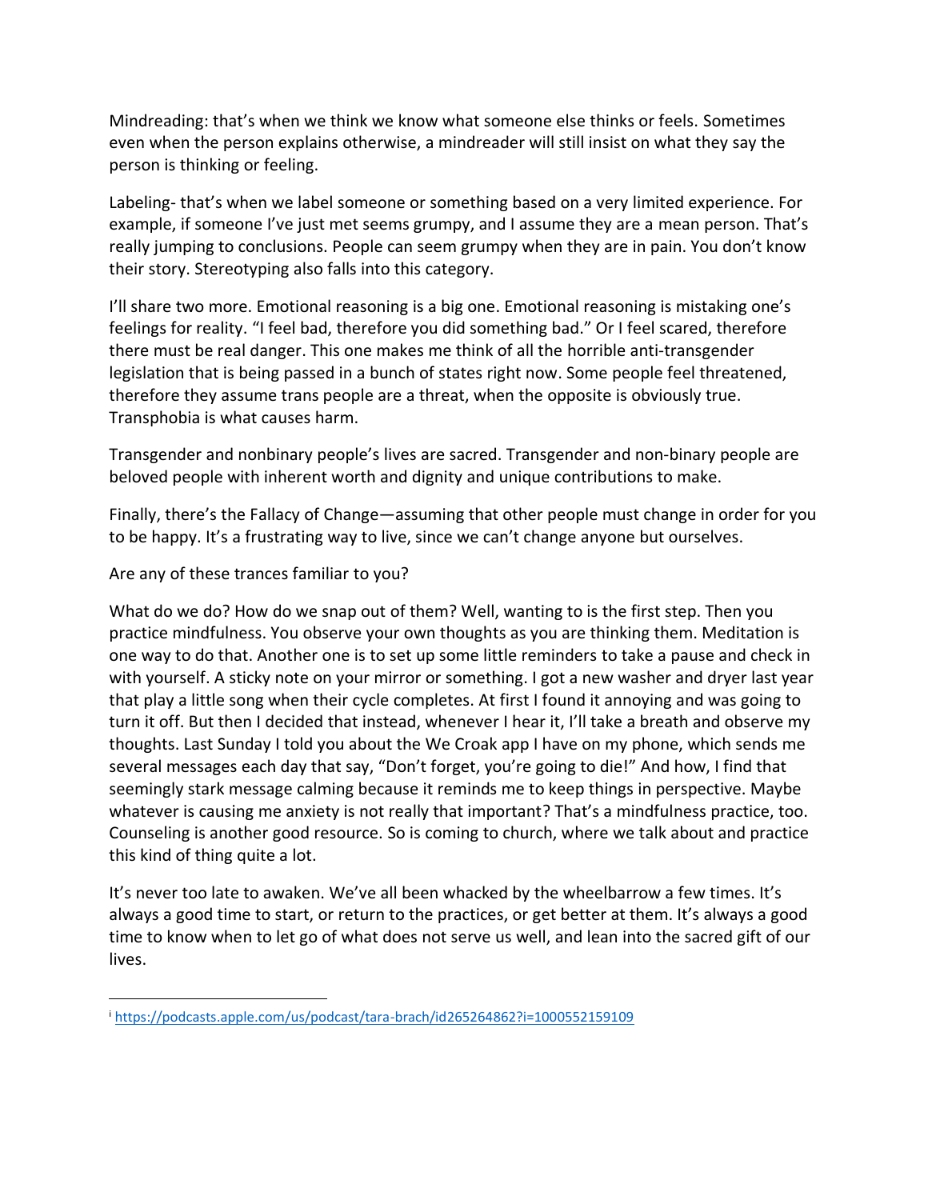Mindreading: that's when we think we know what someone else thinks or feels. Sometimes even when the person explains otherwise, a mindreader will still insist on what they say the person is thinking or feeling.

Labeling- that's when we label someone or something based on a very limited experience. For example, if someone I've just met seems grumpy, and I assume they are a mean person. That's really jumping to conclusions. People can seem grumpy when they are in pain. You don't know their story. Stereotyping also falls into this category.

I'll share two more. Emotional reasoning is a big one. Emotional reasoning is mistaking one's feelings for reality. "I feel bad, therefore you did something bad." Or I feel scared, therefore there must be real danger. This one makes me think of all the horrible anti-transgender legislation that is being passed in a bunch of states right now. Some people feel threatened, therefore they assume trans people are a threat, when the opposite is obviously true. Transphobia is what causes harm.

Transgender and nonbinary people's lives are sacred. Transgender and non-binary people are beloved people with inherent worth and dignity and unique contributions to make.

Finally, there's the Fallacy of Change—assuming that other people must change in order for you to be happy. It's a frustrating way to live, since we can't change anyone but ourselves.

Are any of these trances familiar to you?

What do we do? How do we snap out of them? Well, wanting to is the first step. Then you practice mindfulness. You observe your own thoughts as you are thinking them. Meditation is one way to do that. Another one is to set up some little reminders to take a pause and check in with yourself. A sticky note on your mirror or something. I got a new washer and dryer last year that play a little song when their cycle completes. At first I found it annoying and was going to turn it off. But then I decided that instead, whenever I hear it, I'll take a breath and observe my thoughts. Last Sunday I told you about the We Croak app I have on my phone, which sends me several messages each day that say, "Don't forget, you're going to die!" And how, I find that seemingly stark message calming because it reminds me to keep things in perspective. Maybe whatever is causing me anxiety is not really that important? That's a mindfulness practice, too. Counseling is another good resource. So is coming to church, where we talk about and practice this kind of thing quite a lot.

It's never too late to awaken. We've all been whacked by the wheelbarrow a few times. It's always a good time to start, or return to the practices, or get better at them. It's always a good time to know when to let go of what does not serve us well, and lean into the sacred gift of our lives.

---

[i] https://podcasts.apple.com/us/podcast/tara-brach/id265264862?i=1000552159109